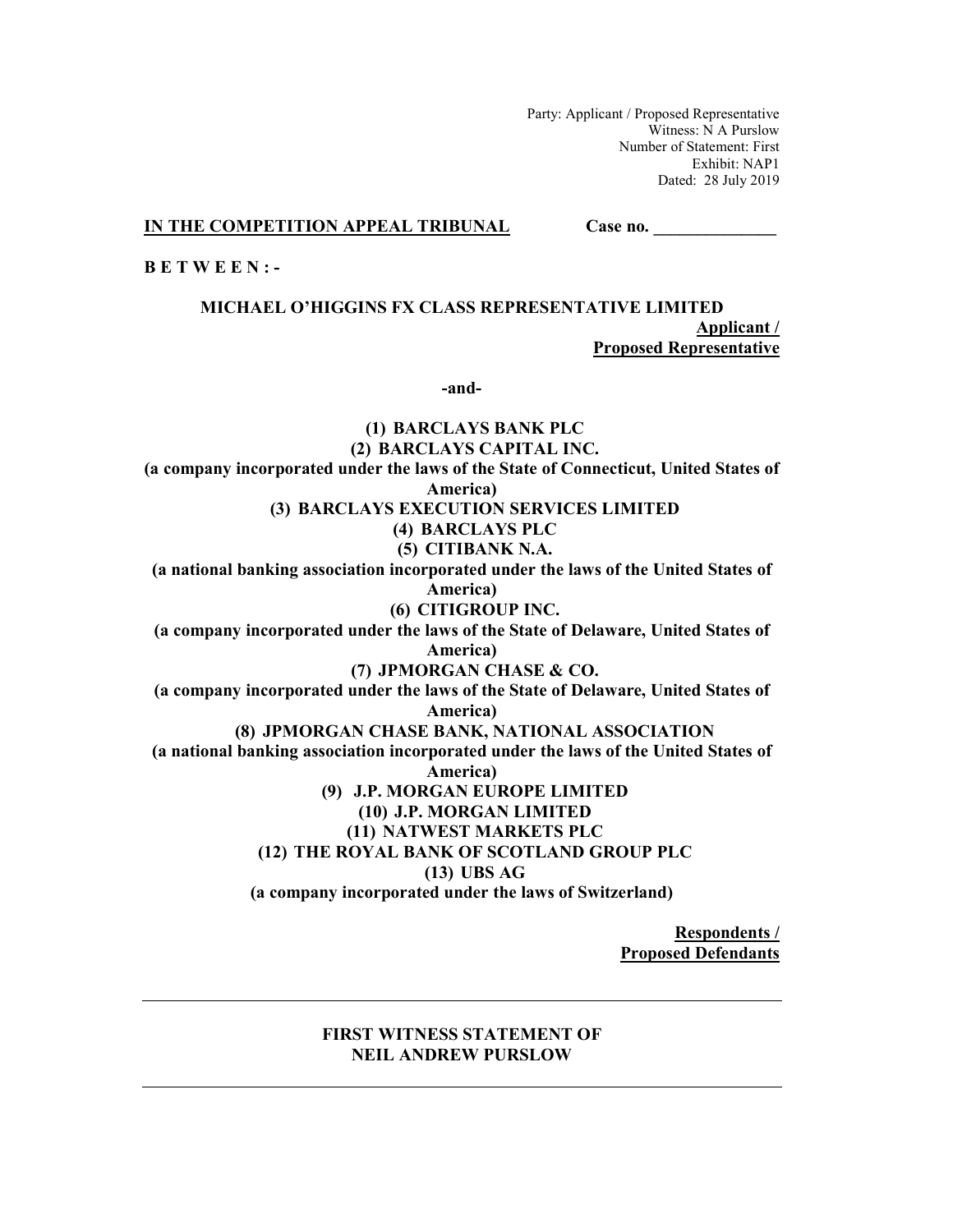Party: Applicant / Proposed Representative
Witness: N A Purslow
Number of Statement: First
Exhibit: NAP1
Dated: 28 July 2019

**IN THE COMPETITION APPEAL TRIBUNAL** **Case no. ______________**

**B E T W E E N : -**

**MICHAEL O'HIGGINS FX CLASS REPRESENTATIVE LIMITED**

**Applicant / Proposed Representative**

**-and-**

**(1) BARCLAYS BANK PLC**

**(2) BARCLAYS CAPITAL INC.**

**(a company incorporated under the laws of the State of Connecticut, United States of America)**

**(3) BARCLAYS EXECUTION SERVICES LIMITED**

**(4) BARCLAYS PLC**

**(5) CITIBANK N.A.**

**(a national banking association incorporated under the laws of the United States of America)**

**(6) CITIGROUP INC.**

**(a company incorporated under the laws of the State of Delaware, United States of America)**

**(7) JPMORGAN CHASE & CO.**

**(a company incorporated under the laws of the State of Delaware, United States of America)**

**(8) JPMORGAN CHASE BANK, NATIONAL ASSOCIATION**

**(a national banking association incorporated under the laws of the United States of America)**

**(9) J.P. MORGAN EUROPE LIMITED**

**(10) J.P. MORGAN LIMITED**

**(11) NATWEST MARKETS PLC**

**(12) THE ROYAL BANK OF SCOTLAND GROUP PLC**

**(13) UBS AG**

**(a company incorporated under the laws of Switzerland)**

**Respondents / Proposed Defendants**

---

**FIRST WITNESS STATEMENT OF NEIL ANDREW PURSLOW**

---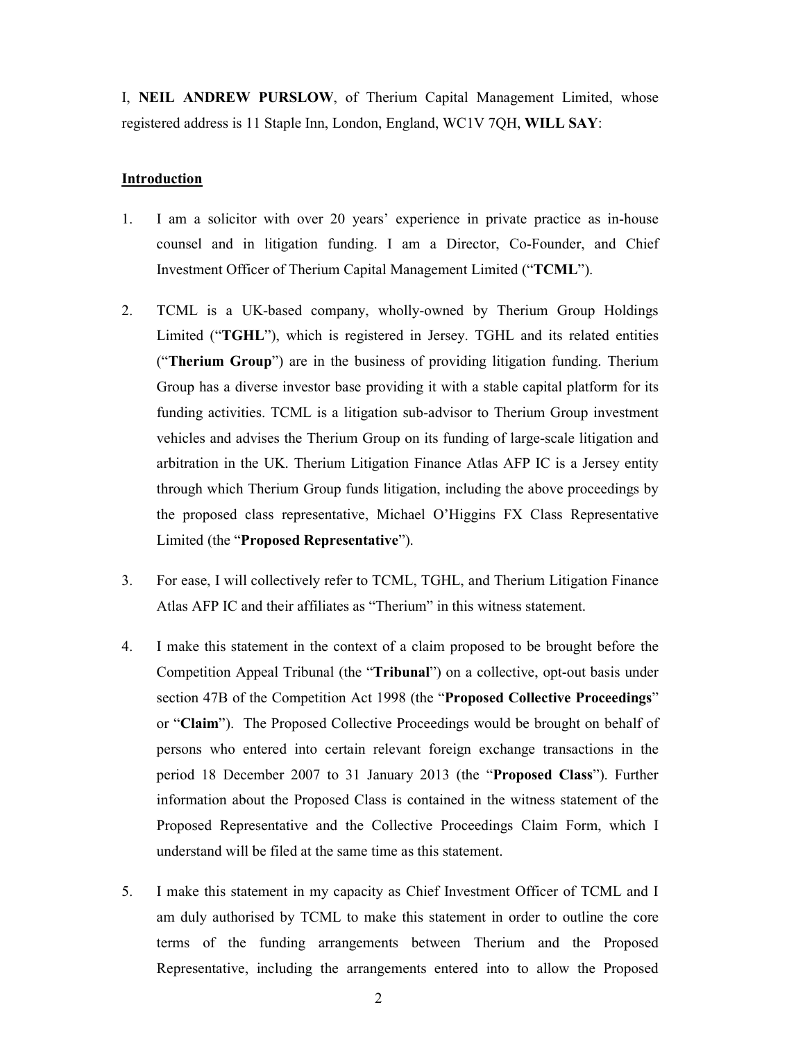I, **NEIL ANDREW PURSLOW**, of Therium Capital Management Limited, whose registered address is 11 Staple Inn, London, England, WC1V 7QH, **WILL SAY**:

## Introduction

1. I am a solicitor with over 20 years' experience in private practice as in-house counsel and in litigation funding. I am a Director, Co-Founder, and Chief Investment Officer of Therium Capital Management Limited ("**TCML**").

2. TCML is a UK-based company, wholly-owned by Therium Group Holdings Limited ("**TGHL**"), which is registered in Jersey. TGHL and its related entities ("**Therium Group**") are in the business of providing litigation funding. Therium Group has a diverse investor base providing it with a stable capital platform for its funding activities. TCML is a litigation sub-advisor to Therium Group investment vehicles and advises the Therium Group on its funding of large-scale litigation and arbitration in the UK. Therium Litigation Finance Atlas AFP IC is a Jersey entity through which Therium Group funds litigation, including the above proceedings by the proposed class representative, Michael O'Higgins FX Class Representative Limited (the "**Proposed Representative**").

3. For ease, I will collectively refer to TCML, TGHL, and Therium Litigation Finance Atlas AFP IC and their affiliates as "Therium" in this witness statement.

4. I make this statement in the context of a claim proposed to be brought before the Competition Appeal Tribunal (the "**Tribunal**") on a collective, opt-out basis under section 47B of the Competition Act 1998 (the "**Proposed Collective Proceedings**" or "**Claim**"). The Proposed Collective Proceedings would be brought on behalf of persons who entered into certain relevant foreign exchange transactions in the period 18 December 2007 to 31 January 2013 (the "**Proposed Class**"). Further information about the Proposed Class is contained in the witness statement of the Proposed Representative and the Collective Proceedings Claim Form, which I understand will be filed at the same time as this statement.

5. I make this statement in my capacity as Chief Investment Officer of TCML and I am duly authorised by TCML to make this statement in order to outline the core terms of the funding arrangements between Therium and the Proposed Representative, including the arrangements entered into to allow the Proposed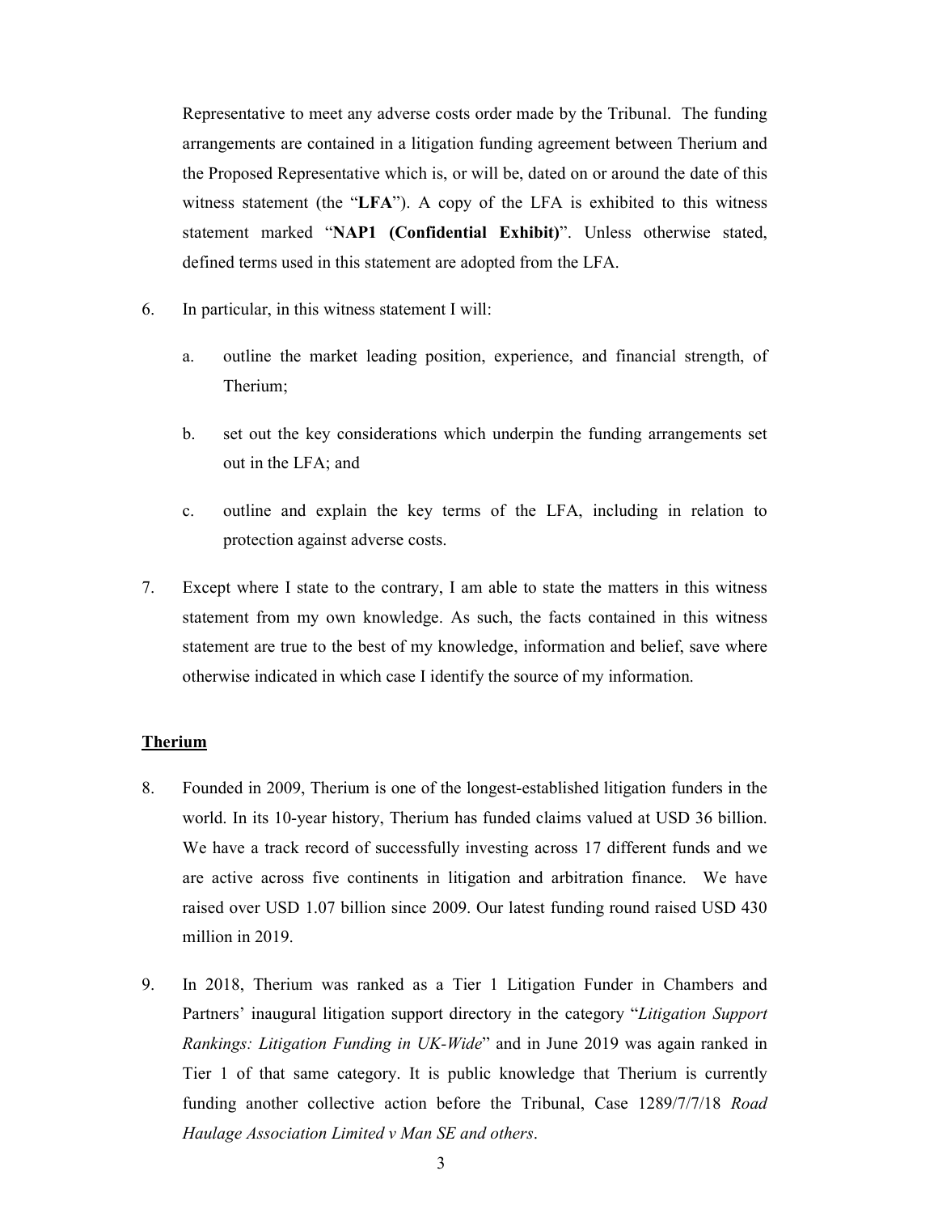Representative to meet any adverse costs order made by the Tribunal. The funding arrangements are contained in a litigation funding agreement between Therium and the Proposed Representative which is, or will be, dated on or around the date of this witness statement (the "**LFA**"). A copy of the LFA is exhibited to this witness statement marked "**NAP1 (Confidential Exhibit)**". Unless otherwise stated, defined terms used in this statement are adopted from the LFA.

6. In particular, in this witness statement I will:

   a. outline the market leading position, experience, and financial strength, of Therium;

   b. set out the key considerations which underpin the funding arrangements set out in the LFA; and

   c. outline and explain the key terms of the LFA, including in relation to protection against adverse costs.

7. Except where I state to the contrary, I am able to state the matters in this witness statement from my own knowledge. As such, the facts contained in this witness statement are true to the best of my knowledge, information and belief, save where otherwise indicated in which case I identify the source of my information.

**Therium**

8. Founded in 2009, Therium is one of the longest-established litigation funders in the world. In its 10-year history, Therium has funded claims valued at USD 36 billion. We have a track record of successfully investing across 17 different funds and we are active across five continents in litigation and arbitration finance. We have raised over USD 1.07 billion since 2009. Our latest funding round raised USD 430 million in 2019.

9. In 2018, Therium was ranked as a Tier 1 Litigation Funder in Chambers and Partners' inaugural litigation support directory in the category "*Litigation Support Rankings: Litigation Funding in UK-Wide*" and in June 2019 was again ranked in Tier 1 of that same category. It is public knowledge that Therium is currently funding another collective action before the Tribunal, Case 1289/7/7/18 *Road Haulage Association Limited v Man SE and others*.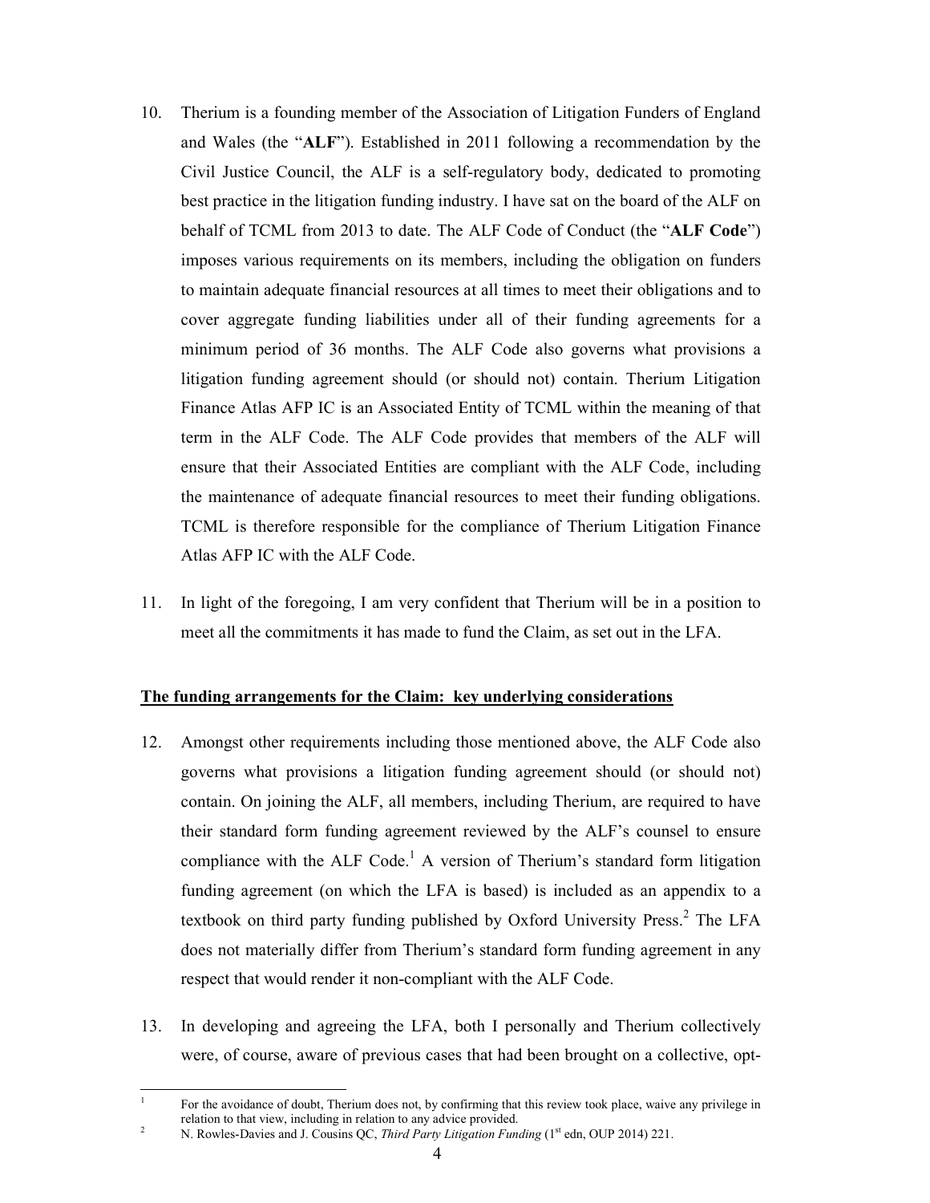10. Therium is a founding member of the Association of Litigation Funders of England and Wales (the "**ALF**"). Established in 2011 following a recommendation by the Civil Justice Council, the ALF is a self-regulatory body, dedicated to promoting best practice in the litigation funding industry. I have sat on the board of the ALF on behalf of TCML from 2013 to date. The ALF Code of Conduct (the "**ALF Code**") imposes various requirements on its members, including the obligation on funders to maintain adequate financial resources at all times to meet their obligations and to cover aggregate funding liabilities under all of their funding agreements for a minimum period of 36 months. The ALF Code also governs what provisions a litigation funding agreement should (or should not) contain. Therium Litigation Finance Atlas AFP IC is an Associated Entity of TCML within the meaning of that term in the ALF Code. The ALF Code provides that members of the ALF will ensure that their Associated Entities are compliant with the ALF Code, including the maintenance of adequate financial resources to meet their funding obligations. TCML is therefore responsible for the compliance of Therium Litigation Finance Atlas AFP IC with the ALF Code.

11. In light of the foregoing, I am very confident that Therium will be in a position to meet all the commitments it has made to fund the Claim, as set out in the LFA.

**The funding arrangements for the Claim: key underlying considerations**

12. Amongst other requirements including those mentioned above, the ALF Code also governs what provisions a litigation funding agreement should (or should not) contain. On joining the ALF, all members, including Therium, are required to have their standard form funding agreement reviewed by the ALF's counsel to ensure compliance with the ALF Code.[1] A version of Therium's standard form litigation funding agreement (on which the LFA is based) is included as an appendix to a textbook on third party funding published by Oxford University Press.[2] The LFA does not materially differ from Therium's standard form funding agreement in any respect that would render it non-compliant with the ALF Code.

13. In developing and agreeing the LFA, both I personally and Therium collectively were, of course, aware of previous cases that had been brought on a collective, opt-

---

[1] For the avoidance of doubt, Therium does not, by confirming that this review took place, waive any privilege in relation to that view, including in relation to any advice provided.

[2] N. Rowles-Davies and J. Cousins QC, *Third Party Litigation Funding* (1st edn, OUP 2014) 221.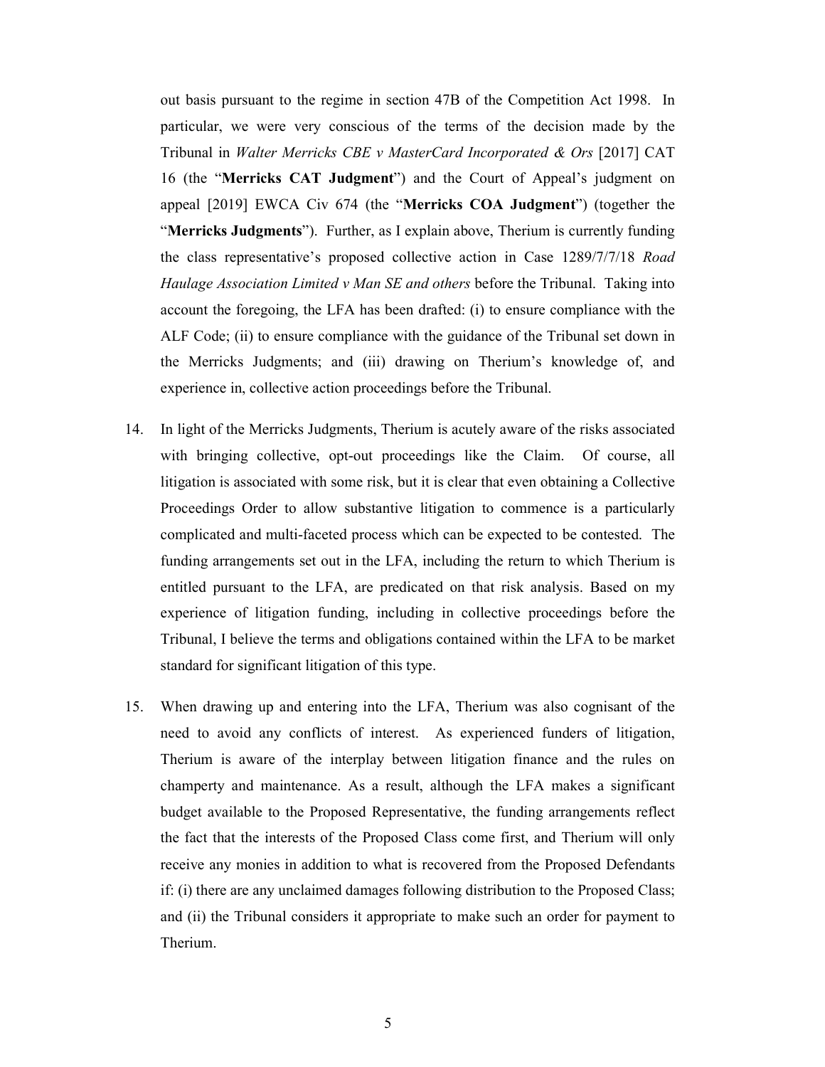out basis pursuant to the regime in section 47B of the Competition Act 1998. In particular, we were very conscious of the terms of the decision made by the Tribunal in *Walter Merricks CBE v MasterCard Incorporated & Ors* [2017] CAT 16 (the "**Merricks CAT Judgment**") and the Court of Appeal's judgment on appeal [2019] EWCA Civ 674 (the "**Merricks COA Judgment**") (together the "**Merricks Judgments**"). Further, as I explain above, Therium is currently funding the class representative's proposed collective action in Case 1289/7/7/18 *Road Haulage Association Limited v Man SE and others* before the Tribunal. Taking into account the foregoing, the LFA has been drafted: (i) to ensure compliance with the ALF Code; (ii) to ensure compliance with the guidance of the Tribunal set down in the Merricks Judgments; and (iii) drawing on Therium's knowledge of, and experience in, collective action proceedings before the Tribunal.

14. In light of the Merricks Judgments, Therium is acutely aware of the risks associated with bringing collective, opt-out proceedings like the Claim. Of course, all litigation is associated with some risk, but it is clear that even obtaining a Collective Proceedings Order to allow substantive litigation to commence is a particularly complicated and multi-faceted process which can be expected to be contested. The funding arrangements set out in the LFA, including the return to which Therium is entitled pursuant to the LFA, are predicated on that risk analysis. Based on my experience of litigation funding, including in collective proceedings before the Tribunal, I believe the terms and obligations contained within the LFA to be market standard for significant litigation of this type.

15. When drawing up and entering into the LFA, Therium was also cognisant of the need to avoid any conflicts of interest. As experienced funders of litigation, Therium is aware of the interplay between litigation finance and the rules on champerty and maintenance. As a result, although the LFA makes a significant budget available to the Proposed Representative, the funding arrangements reflect the fact that the interests of the Proposed Class come first, and Therium will only receive any monies in addition to what is recovered from the Proposed Defendants if: (i) there are any unclaimed damages following distribution to the Proposed Class; and (ii) the Tribunal considers it appropriate to make such an order for payment to Therium.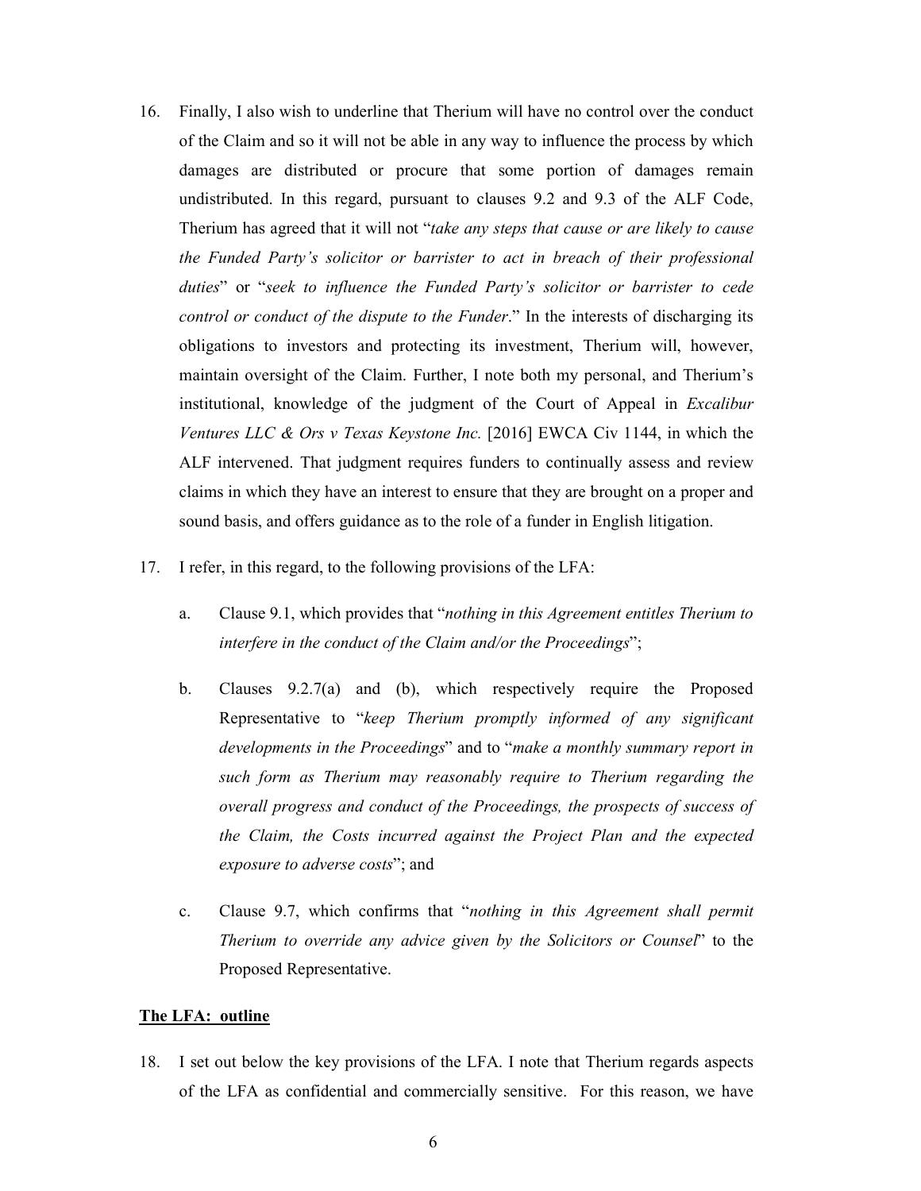16. Finally, I also wish to underline that Therium will have no control over the conduct of the Claim and so it will not be able in any way to influence the process by which damages are distributed or procure that some portion of damages remain undistributed. In this regard, pursuant to clauses 9.2 and 9.3 of the ALF Code, Therium has agreed that it will not "*take any steps that cause or are likely to cause the Funded Party's solicitor or barrister to act in breach of their professional duties*" or "*seek to influence the Funded Party's solicitor or barrister to cede control or conduct of the dispute to the Funder*." In the interests of discharging its obligations to investors and protecting its investment, Therium will, however, maintain oversight of the Claim. Further, I note both my personal, and Therium's institutional, knowledge of the judgment of the Court of Appeal in *Excalibur Ventures LLC & Ors v Texas Keystone Inc.* [2016] EWCA Civ 1144, in which the ALF intervened. That judgment requires funders to continually assess and review claims in which they have an interest to ensure that they are brought on a proper and sound basis, and offers guidance as to the role of a funder in English litigation.

17. I refer, in this regard, to the following provisions of the LFA:

    a. Clause 9.1, which provides that "*nothing in this Agreement entitles Therium to interfere in the conduct of the Claim and/or the Proceedings*";

    b. Clauses 9.2.7(a) and (b), which respectively require the Proposed Representative to "*keep Therium promptly informed of any significant developments in the Proceedings*" and to "*make a monthly summary report in such form as Therium may reasonably require to Therium regarding the overall progress and conduct of the Proceedings, the prospects of success of the Claim, the Costs incurred against the Project Plan and the expected exposure to adverse costs*"; and

    c. Clause 9.7, which confirms that "*nothing in this Agreement shall permit Therium to override any advice given by the Solicitors or Counsel*" to the Proposed Representative.

**<u>The LFA: outline</u>**

18. I set out below the key provisions of the LFA. I note that Therium regards aspects of the LFA as confidential and commercially sensitive. For this reason, we have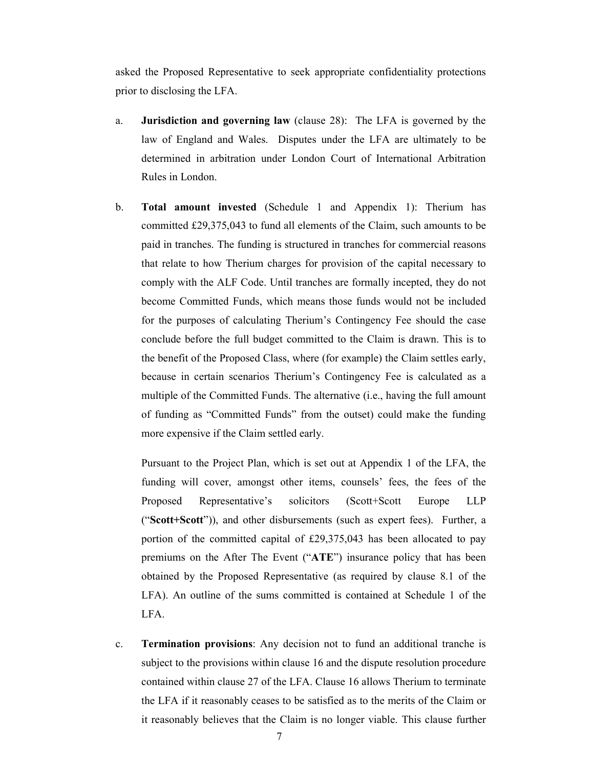asked the Proposed Representative to seek appropriate confidentiality protections prior to disclosing the LFA.

a. **Jurisdiction and governing law** (clause 28): The LFA is governed by the law of England and Wales. Disputes under the LFA are ultimately to be determined in arbitration under London Court of International Arbitration Rules in London.

b. **Total amount invested** (Schedule 1 and Appendix 1): Therium has committed £29,375,043 to fund all elements of the Claim, such amounts to be paid in tranches. The funding is structured in tranches for commercial reasons that relate to how Therium charges for provision of the capital necessary to comply with the ALF Code. Until tranches are formally incepted, they do not become Committed Funds, which means those funds would not be included for the purposes of calculating Therium's Contingency Fee should the case conclude before the full budget committed to the Claim is drawn. This is to the benefit of the Proposed Class, where (for example) the Claim settles early, because in certain scenarios Therium's Contingency Fee is calculated as a multiple of the Committed Funds. The alternative (i.e., having the full amount of funding as "Committed Funds" from the outset) could make the funding more expensive if the Claim settled early.

   Pursuant to the Project Plan, which is set out at Appendix 1 of the LFA, the funding will cover, amongst other items, counsels' fees, the fees of the Proposed Representative's solicitors (Scott+Scott Europe LLP ("**Scott+Scott**")), and other disbursements (such as expert fees). Further, a portion of the committed capital of £29,375,043 has been allocated to pay premiums on the After The Event ("**ATE**") insurance policy that has been obtained by the Proposed Representative (as required by clause 8.1 of the LFA). An outline of the sums committed is contained at Schedule 1 of the LFA.

c. **Termination provisions**: Any decision not to fund an additional tranche is subject to the provisions within clause 16 and the dispute resolution procedure contained within clause 27 of the LFA. Clause 16 allows Therium to terminate the LFA if it reasonably ceases to be satisfied as to the merits of the Claim or it reasonably believes that the Claim is no longer viable. This clause further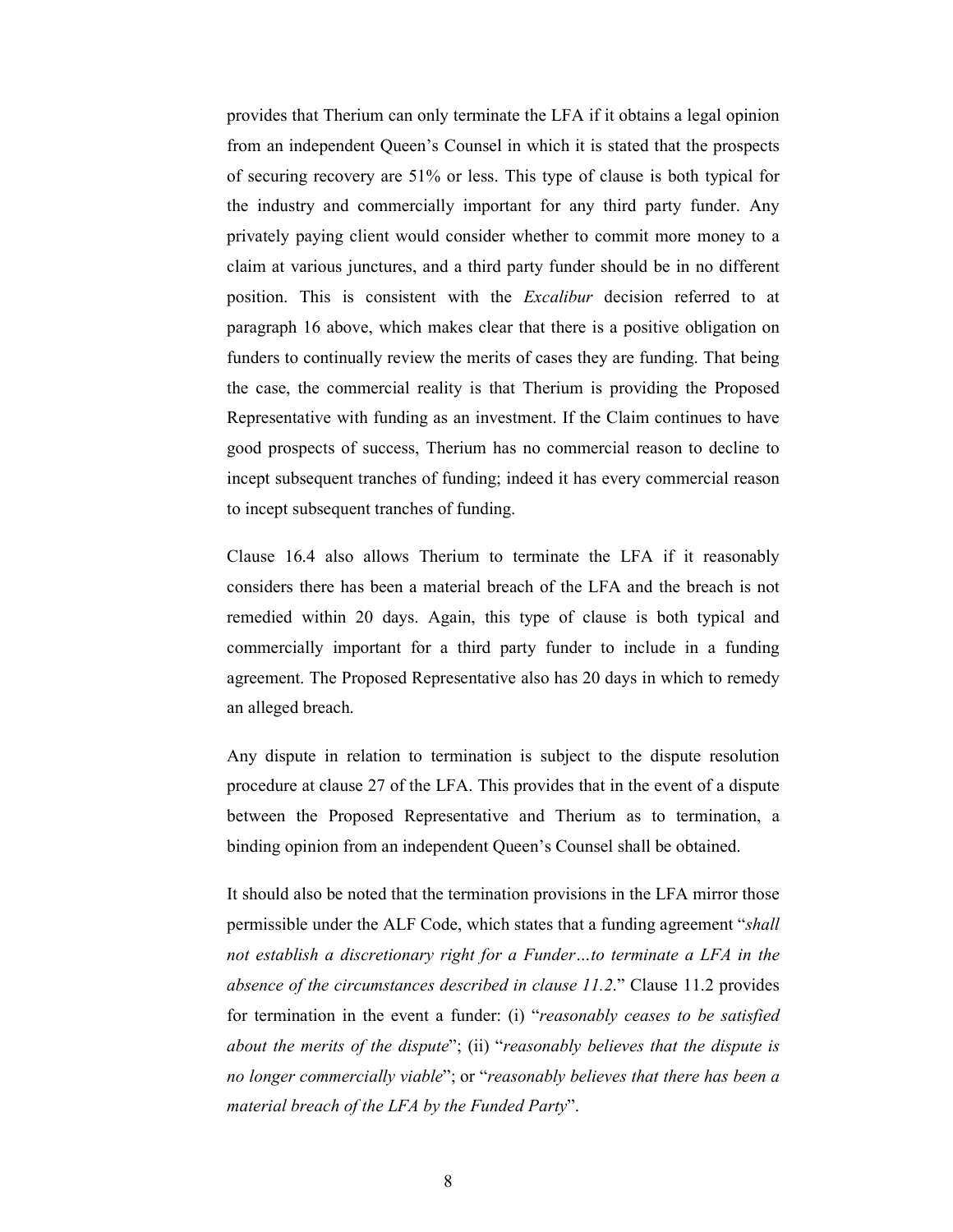provides that Therium can only terminate the LFA if it obtains a legal opinion from an independent Queen's Counsel in which it is stated that the prospects of securing recovery are 51% or less. This type of clause is both typical for the industry and commercially important for any third party funder. Any privately paying client would consider whether to commit more money to a claim at various junctures, and a third party funder should be in no different position. This is consistent with the *Excalibur* decision referred to at paragraph 16 above, which makes clear that there is a positive obligation on funders to continually review the merits of cases they are funding. That being the case, the commercial reality is that Therium is providing the Proposed Representative with funding as an investment. If the Claim continues to have good prospects of success, Therium has no commercial reason to decline to incept subsequent tranches of funding; indeed it has every commercial reason to incept subsequent tranches of funding.

Clause 16.4 also allows Therium to terminate the LFA if it reasonably considers there has been a material breach of the LFA and the breach is not remedied within 20 days. Again, this type of clause is both typical and commercially important for a third party funder to include in a funding agreement. The Proposed Representative also has 20 days in which to remedy an alleged breach.

Any dispute in relation to termination is subject to the dispute resolution procedure at clause 27 of the LFA. This provides that in the event of a dispute between the Proposed Representative and Therium as to termination, a binding opinion from an independent Queen's Counsel shall be obtained.

It should also be noted that the termination provisions in the LFA mirror those permissible under the ALF Code, which states that a funding agreement "*shall not establish a discretionary right for a Funder…to terminate a LFA in the absence of the circumstances described in clause 11.2*." Clause 11.2 provides for termination in the event a funder: (i) "*reasonably ceases to be satisfied about the merits of the dispute*"; (ii) "*reasonably believes that the dispute is no longer commercially viable*"; or "*reasonably believes that there has been a material breach of the LFA by the Funded Party*".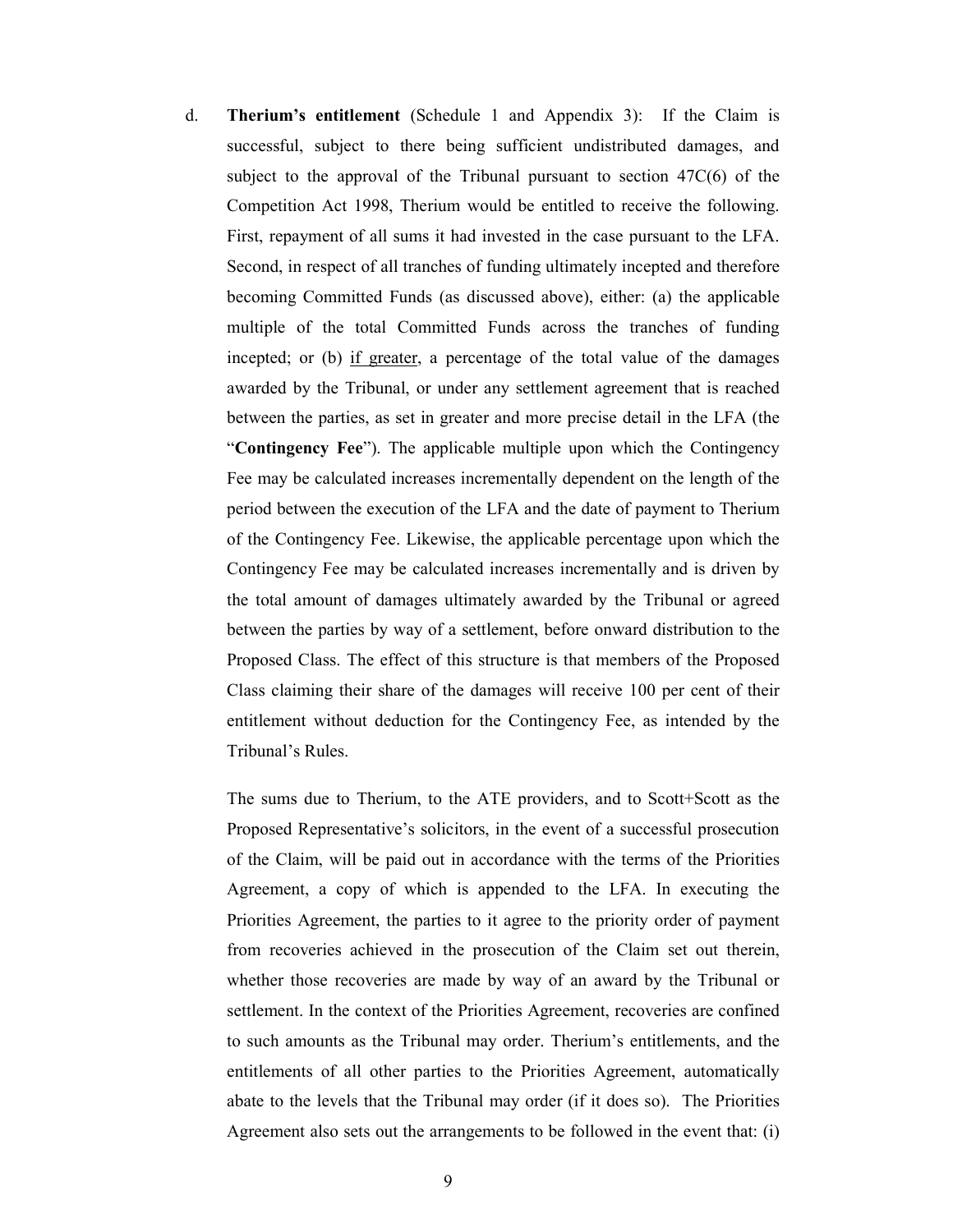d. **Therium's entitlement** (Schedule 1 and Appendix 3): If the Claim is successful, subject to there being sufficient undistributed damages, and subject to the approval of the Tribunal pursuant to section 47C(6) of the Competition Act 1998, Therium would be entitled to receive the following. First, repayment of all sums it had invested in the case pursuant to the LFA. Second, in respect of all tranches of funding ultimately incepted and therefore becoming Committed Funds (as discussed above), either: (a) the applicable multiple of the total Committed Funds across the tranches of funding incepted; or (b) <u>if greater</u>, a percentage of the total value of the damages awarded by the Tribunal, or under any settlement agreement that is reached between the parties, as set in greater and more precise detail in the LFA (the "**Contingency Fee**"). The applicable multiple upon which the Contingency Fee may be calculated increases incrementally dependent on the length of the period between the execution of the LFA and the date of payment to Therium of the Contingency Fee. Likewise, the applicable percentage upon which the Contingency Fee may be calculated increases incrementally and is driven by the total amount of damages ultimately awarded by the Tribunal or agreed between the parties by way of a settlement, before onward distribution to the Proposed Class. The effect of this structure is that members of the Proposed Class claiming their share of the damages will receive 100 per cent of their entitlement without deduction for the Contingency Fee, as intended by the Tribunal's Rules.

   The sums due to Therium, to the ATE providers, and to Scott+Scott as the Proposed Representative's solicitors, in the event of a successful prosecution of the Claim, will be paid out in accordance with the terms of the Priorities Agreement, a copy of which is appended to the LFA. In executing the Priorities Agreement, the parties to it agree to the priority order of payment from recoveries achieved in the prosecution of the Claim set out therein, whether those recoveries are made by way of an award by the Tribunal or settlement. In the context of the Priorities Agreement, recoveries are confined to such amounts as the Tribunal may order. Therium's entitlements, and the entitlements of all other parties to the Priorities Agreement, automatically abate to the levels that the Tribunal may order (if it does so). The Priorities Agreement also sets out the arrangements to be followed in the event that: (i)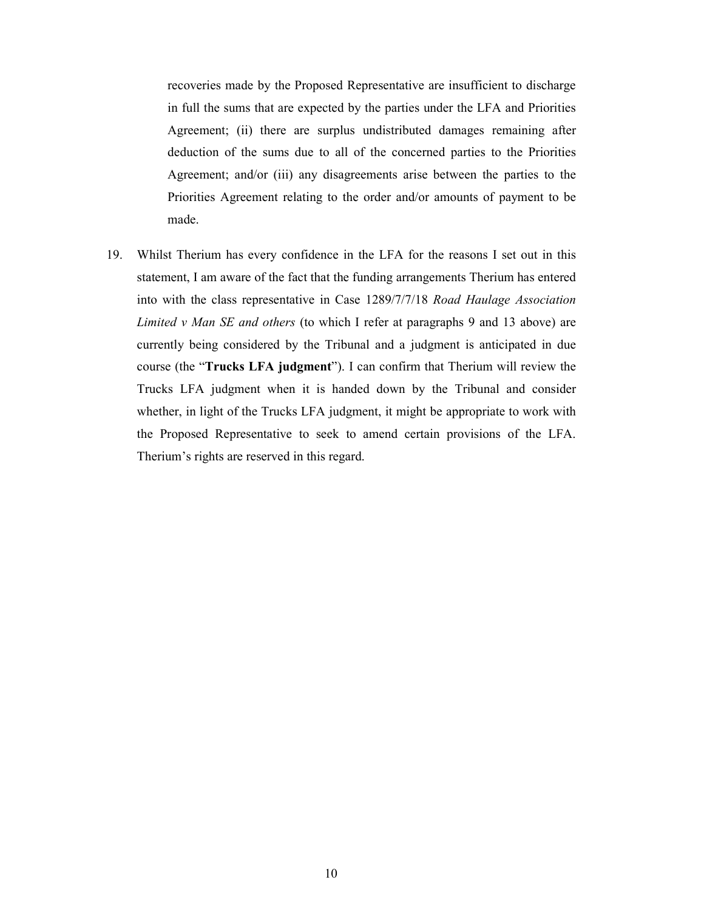recoveries made by the Proposed Representative are insufficient to discharge in full the sums that are expected by the parties under the LFA and Priorities Agreement; (ii) there are surplus undistributed damages remaining after deduction of the sums due to all of the concerned parties to the Priorities Agreement; and/or (iii) any disagreements arise between the parties to the Priorities Agreement relating to the order and/or amounts of payment to be made.

19. Whilst Therium has every confidence in the LFA for the reasons I set out in this statement, I am aware of the fact that the funding arrangements Therium has entered into with the class representative in Case 1289/7/7/18 *Road Haulage Association Limited v Man SE and others* (to which I refer at paragraphs 9 and 13 above) are currently being considered by the Tribunal and a judgment is anticipated in due course (the "**Trucks LFA judgment**"). I can confirm that Therium will review the Trucks LFA judgment when it is handed down by the Tribunal and consider whether, in light of the Trucks LFA judgment, it might be appropriate to work with the Proposed Representative to seek to amend certain provisions of the LFA. Therium's rights are reserved in this regard.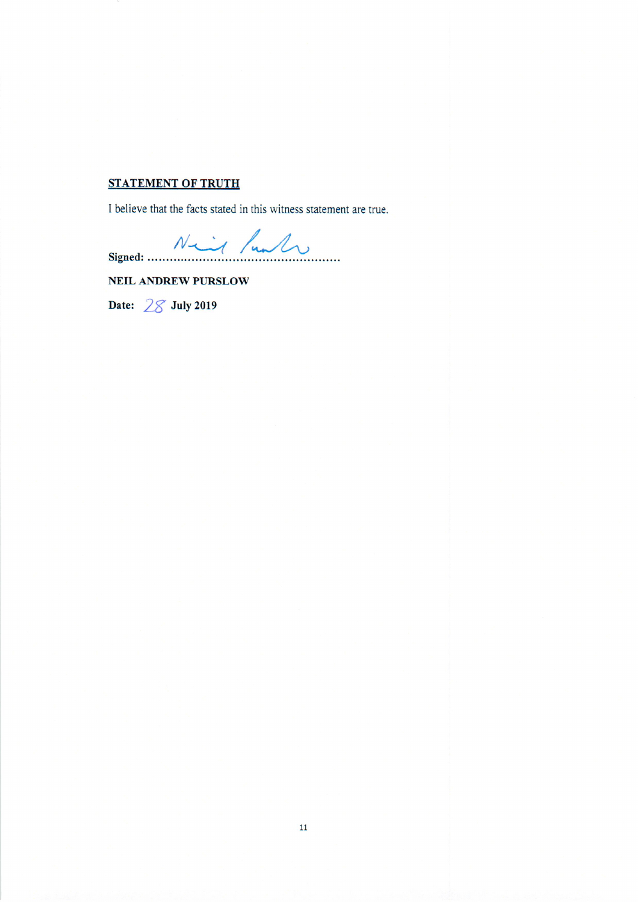**STATEMENT OF TRUTH**

I believe that the facts stated in this witness statement are true.

**Signed:** ................................................

**NEIL ANDREW PURSLOW**

**Date:** 28 **July 2019**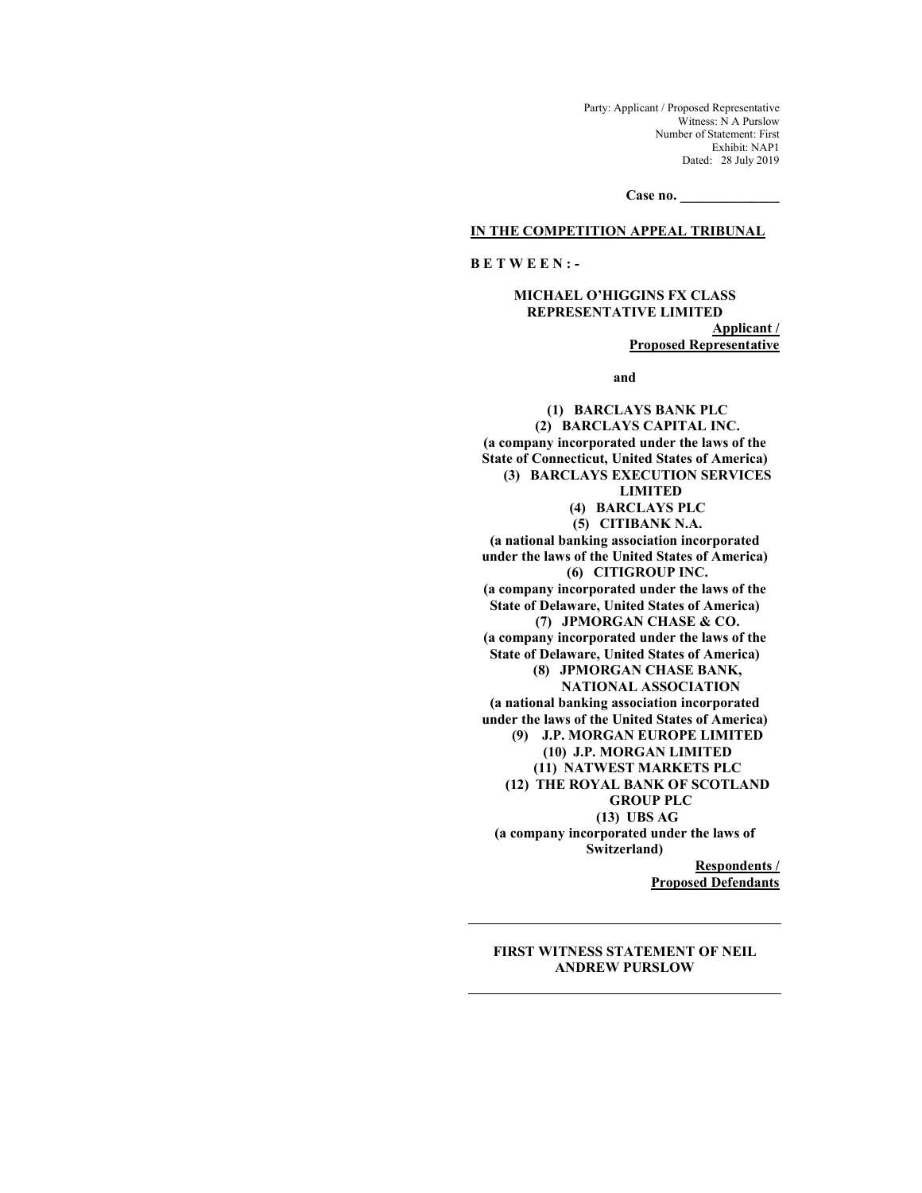Party: Applicant / Proposed Representative
Witness: N A Purslow
Number of Statement: First
Exhibit: NAP1
Dated: 28 July 2019

**Case no. ______________**

**IN THE COMPETITION APPEAL TRIBUNAL**

**B E T W E E N : -**

**MICHAEL O'HIGGINS FX CLASS REPRESENTATIVE LIMITED**

**Applicant / Proposed Representative**

**and**

**(1) BARCLAYS BANK PLC**

**(2) BARCLAYS CAPITAL INC.**
**(a company incorporated under the laws of the State of Connecticut, United States of America)**

**(3) BARCLAYS EXECUTION SERVICES LIMITED**

**(4) BARCLAYS PLC**

**(5) CITIBANK N.A.**
**(a national banking association incorporated under the laws of the United States of America)**

**(6) CITIGROUP INC.**
**(a company incorporated under the laws of the State of Delaware, United States of America)**

**(7) JPMORGAN CHASE & CO.**
**(a company incorporated under the laws of the State of Delaware, United States of America)**

**(8) JPMORGAN CHASE BANK, NATIONAL ASSOCIATION**
**(a national banking association incorporated under the laws of the United States of America)**

**(9) J.P. MORGAN EUROPE LIMITED**

**(10) J.P. MORGAN LIMITED**

**(11) NATWEST MARKETS PLC**

**(12) THE ROYAL BANK OF SCOTLAND GROUP PLC**

**(13) UBS AG**
**(a company incorporated under the laws of Switzerland)**

**Respondents / Proposed Defendants**

---

**FIRST WITNESS STATEMENT OF NEIL ANDREW PURSLOW**

---